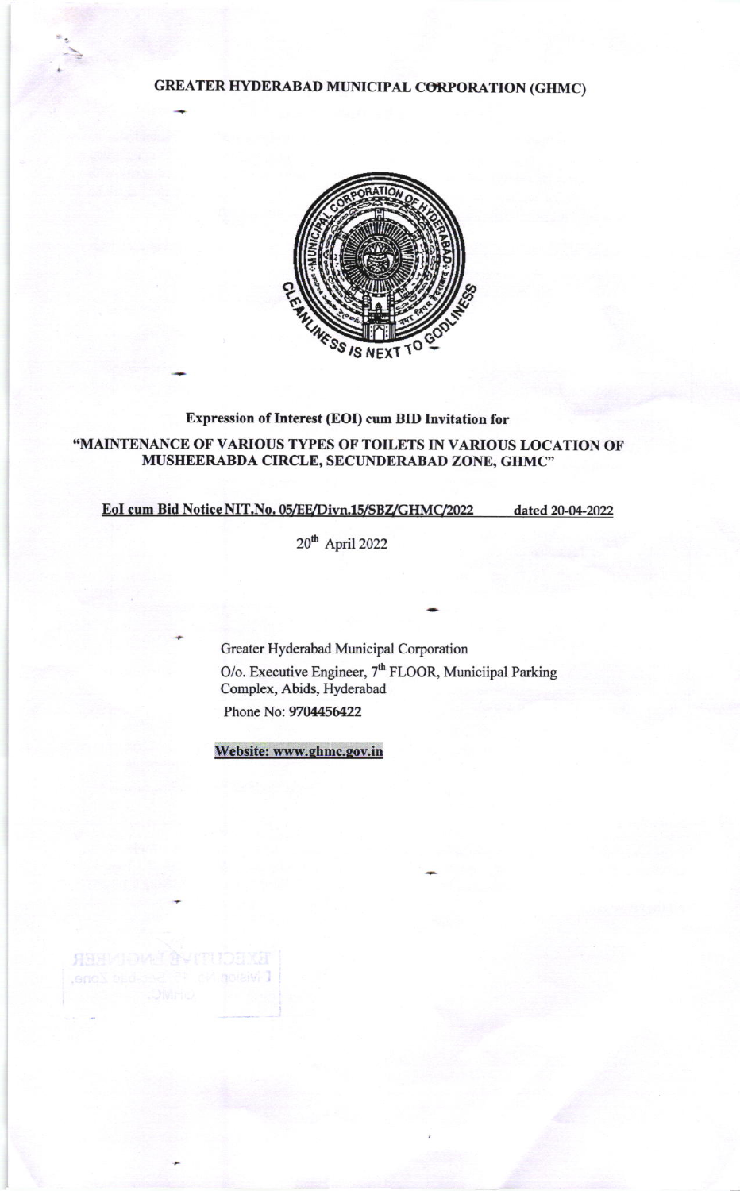# GREATER HYDERABAD MUNICIPAL CORPORATION (GHMC)

**Expression of Interest (EOI) cum BID Invitation for**

## "MAINTENANCE OF VARIOUS TYPES OF TOILETS IN VARIOUS LOCATION OF MUSHEERABDA CIRCLE, SECUNDERABAD ZONE, GHMC"

**EoI cum Bid Notice NIT.No. 05/EE/Divn.15/SBZ/GHMC/2022 dated 20-04-2022**

20th April 2022

Greater Hyderabad Municipal Corporation
O/o. Executive Engineer, 7th FLOOR, Municiipal Parking Complex, Abids, Hyderabad
Phone No: **9704456422**

**Website: www.ghmc.gov.in**

EXECUTIVE ENGINEER
Division No. 15, Secunderabad Zone,
GHMC.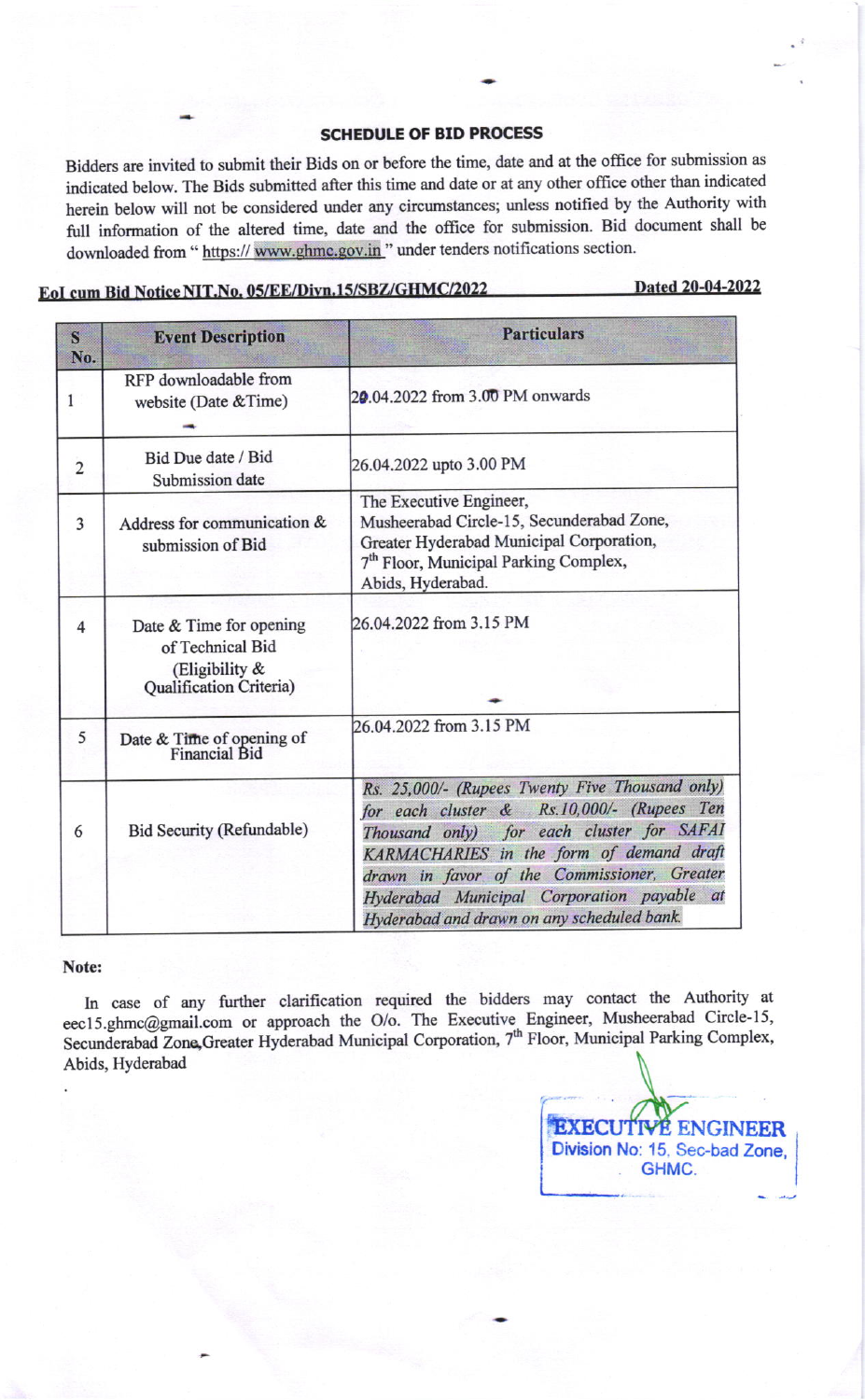## SCHEDULE OF BID PROCESS

Bidders are invited to submit their Bids on or before the time, date and at the office for submission as indicated below. The Bids submitted after this time and date or at any other office other than indicated herein below will not be considered under any circumstances; unless notified by the Authority with full information of the altered time, date and the office for submission. Bid document shall be downloaded from " https:// www.ghmc.gov.in " under tenders notifications section.

**EoI cum Bid Notice NIT.No. 05/EE/Divn.15/SBZ/GHMC/2022** **Dated 20-04-2022**

| S No. | Event Description | Particulars |
|---|---|---|
| 1 | RFP downloadable from website (Date &Time) | 20.04.2022 from 3.00 PM onwards |
| 2 | Bid Due date / Bid Submission date | 26.04.2022 upto 3.00 PM |
| 3 | Address for communication & submission of Bid | The Executive Engineer, Musheerabad Circle-15, Secunderabad Zone, Greater Hyderabad Municipal Corporation, 7th Floor, Municipal Parking Complex, Abids, Hyderabad. |
| 4 | Date & Time for opening of Technical Bid (Eligibility & Qualification Criteria) | 26.04.2022 from 3.15 PM |
| 5 | Date & Time of opening of Financial Bid | 26.04.2022 from 3.15 PM |
| 6 | Bid Security (Refundable) | *Rs. 25,000/- (Rupees Twenty Five Thousand only) for each cluster & Rs.10,000/- (Rupees Ten Thousand only) for each cluster for SAFAI KARMACHARIES in the form of demand draft drawn in favor of the Commissioner, Greater Hyderabad Municipal Corporation payable at Hyderabad and drawn on any scheduled bank.* |

**Note:**

In case of any further clarification required the bidders may contact the Authority at eec15.ghmc@gmail.com or approach the O/o. The Executive Engineer, Musheerabad Circle-15, Secunderabad Zone, Greater Hyderabad Municipal Corporation, 7th Floor, Municipal Parking Complex, Abids, Hyderabad

EXECUTIVE ENGINEER
Division No: 15, Sec-bad Zone,
GHMC.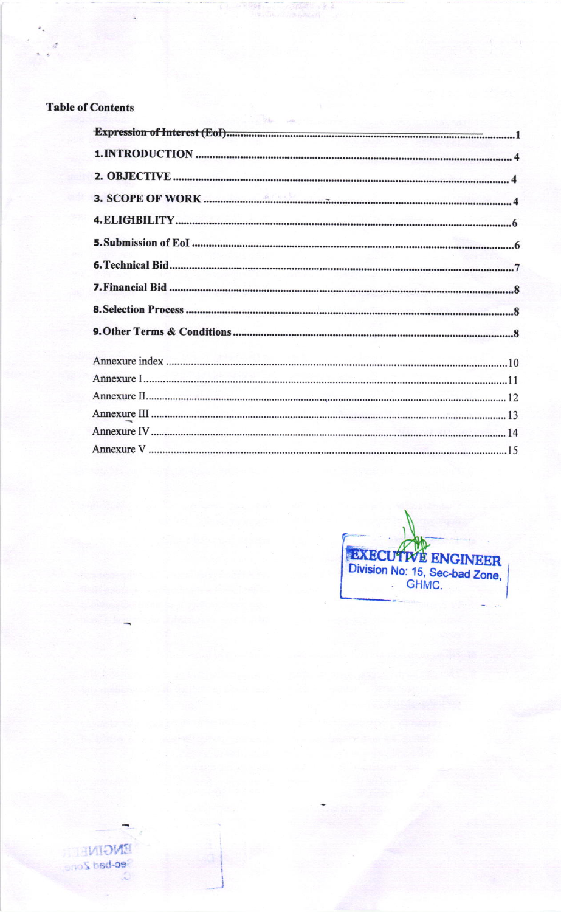**Table of Contents**

| | |
|---|---|
| ~~**Expression of Interest (EoI)**~~ | 1 |
| **1. INTRODUCTION** | 4 |
| **2. OBJECTIVE** | 4 |
| **3. SCOPE OF WORK** | 4 |
| **4. ELIGIBILITY** | 6 |
| **5. Submission of EoI** | 6 |
| **6. Technical Bid** | 7 |
| **7. Financial Bid** | 8 |
| **8. Selection Process** | 8 |
| **9. Other Terms & Conditions** | 8 |
| Annexure index | 10 |
| Annexure I | 11 |
| Annexure II | 12 |
| Annexure III | 13 |
| Annexure IV | 14 |
| Annexure V | 15 |

EXECUTIVE ENGINEER
Division No: 15, Sec-bad Zone,
GHMC.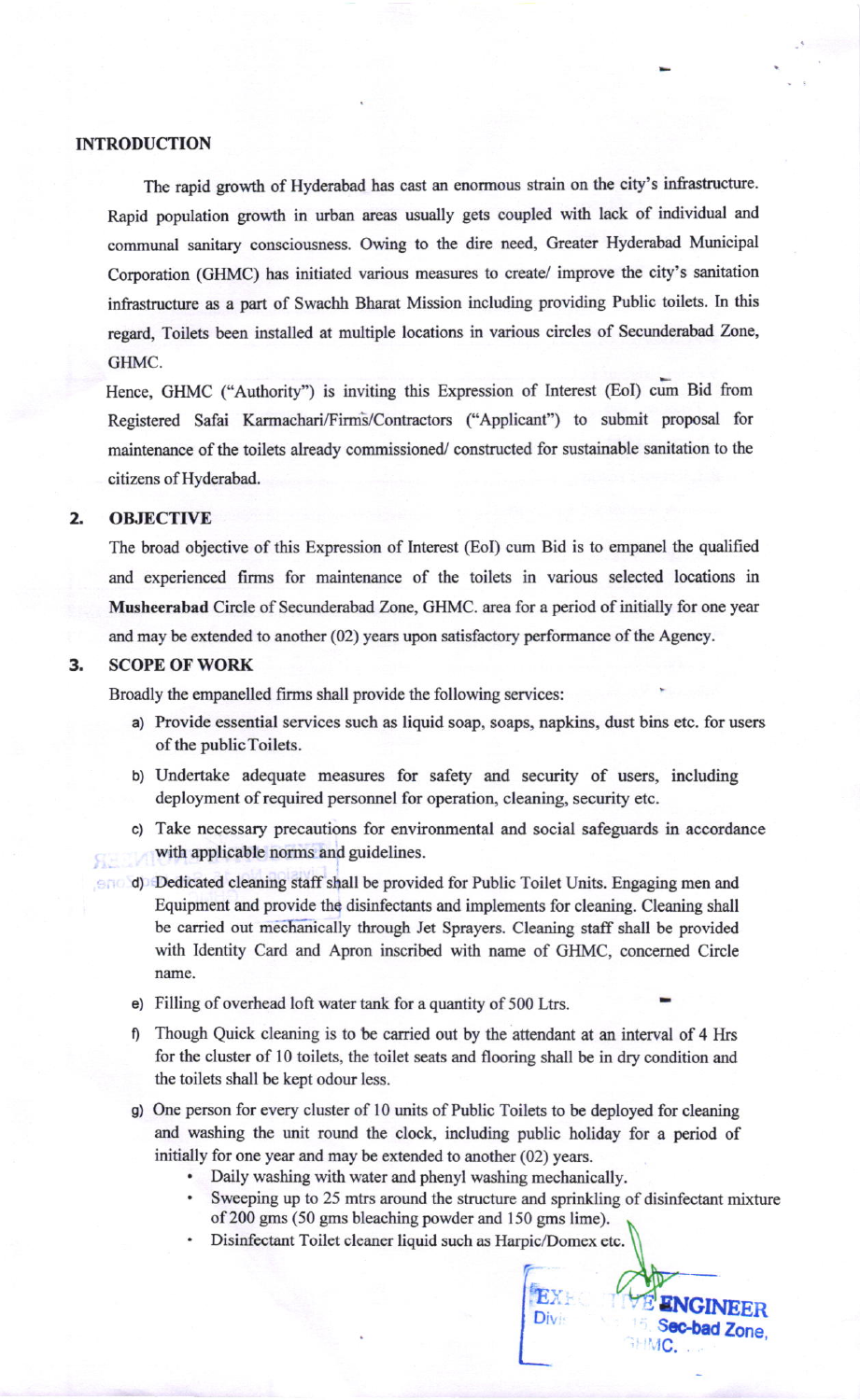## INTRODUCTION

The rapid growth of Hyderabad has cast an enormous strain on the city's infrastructure. Rapid population growth in urban areas usually gets coupled with lack of individual and communal sanitary consciousness. Owing to the dire need, Greater Hyderabad Municipal Corporation (GHMC) has initiated various measures to create/ improve the city's sanitation infrastructure as a part of Swachh Bharat Mission including providing Public toilets. In this regard, Toilets been installed at multiple locations in various circles of Secunderabad Zone, GHMC.

Hence, GHMC ("Authority") is inviting this Expression of Interest (EoI) cum Bid from Registered Safai Karmachari/Firms/Contractors ("Applicant") to submit proposal for maintenance of the toilets already commissioned/ constructed for sustainable sanitation to the citizens of Hyderabad.

## 2. OBJECTIVE

The broad objective of this Expression of Interest (EoI) cum Bid is to empanel the qualified and experienced firms for maintenance of the toilets in various selected locations in **Musheerabad** Circle of Secunderabad Zone, GHMC. area for a period of initially for one year and may be extended to another (02) years upon satisfactory performance of the Agency.

## 3. SCOPE OF WORK

Broadly the empanelled firms shall provide the following services:

a) Provide essential services such as liquid soap, soaps, napkins, dust bins etc. for users of the public Toilets.

b) Undertake adequate measures for safety and security of users, including deployment of required personnel for operation, cleaning, security etc.

c) Take necessary precautions for environmental and social safeguards in accordance with applicable norms and guidelines.

d) Dedicated cleaning staff shall be provided for Public Toilet Units. Engaging men and Equipment and provide the disinfectants and implements for cleaning. Cleaning shall be carried out mechanically through Jet Sprayers. Cleaning staff shall be provided with Identity Card and Apron inscribed with name of GHMC, concerned Circle name.

e) Filling of overhead loft water tank for a quantity of 500 Ltrs.

f) Though Quick cleaning is to be carried out by the attendant at an interval of 4 Hrs for the cluster of 10 toilets, the toilet seats and flooring shall be in dry condition and the toilets shall be kept odour less.

g) One person for every cluster of 10 units of Public Toilets to be deployed for cleaning and washing the unit round the clock, including public holiday for a period of initially for one year and may be extended to another (02) years.
   - Daily washing with water and phenyl washing mechanically.
   - Sweeping up to 25 mtrs around the structure and sprinkling of disinfectant mixture of 200 gms (50 gms bleaching powder and 150 gms lime).
   - Disinfectant Toilet cleaner liquid such as Harpic/Domex etc.

EXECUTIVE ENGINEER
Division No. 15, Sec-bad Zone, GHMC.